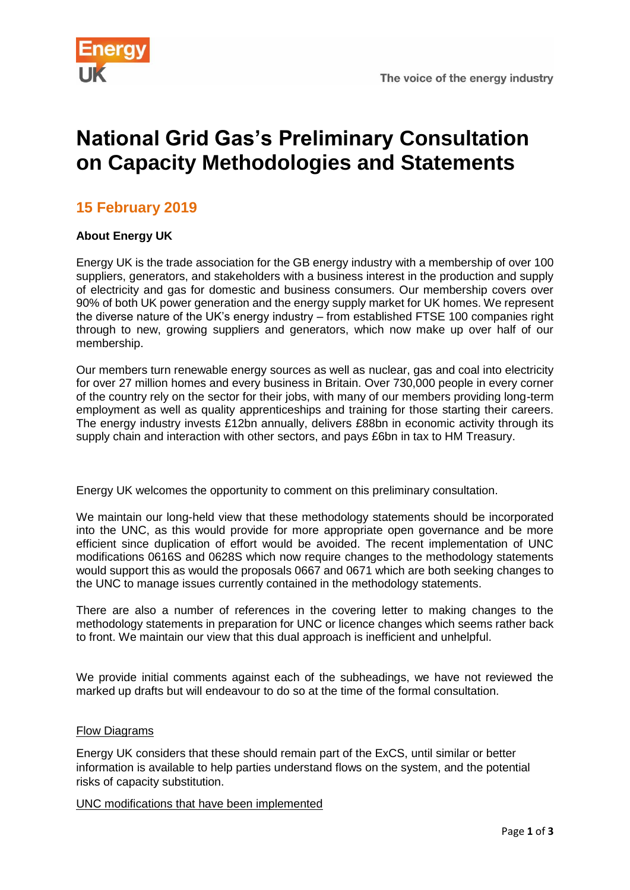# National Grid Gas's Preliminary Consultation on Capacity Methodologies and Statements

## 15 February 2019

**About Energy UK**

Energy UK is the trade association for the GB energy industry with a membership of over 100 suppliers, generators, and stakeholders with a business interest in the production and supply of electricity and gas for domestic and business consumers. Our membership covers over 90% of both UK power generation and the energy supply market for UK homes. We represent the diverse nature of the UK's energy industry – from established FTSE 100 companies right through to new, growing suppliers and generators, which now make up over half of our membership.

Our members turn renewable energy sources as well as nuclear, gas and coal into electricity for over 27 million homes and every business in Britain. Over 730,000 people in every corner of the country rely on the sector for their jobs, with many of our members providing long-term employment as well as quality apprenticeships and training for those starting their careers. The energy industry invests £12bn annually, delivers £88bn in economic activity through its supply chain and interaction with other sectors, and pays £6bn in tax to HM Treasury.

Energy UK welcomes the opportunity to comment on this preliminary consultation.

We maintain our long-held view that these methodology statements should be incorporated into the UNC, as this would provide for more appropriate open governance and be more efficient since duplication of effort would be avoided. The recent implementation of UNC modifications 0616S and 0628S which now require changes to the methodology statements would support this as would the proposals 0667 and 0671 which are both seeking changes to the UNC to manage issues currently contained in the methodology statements.

There are also a number of references in the covering letter to making changes to the methodology statements in preparation for UNC or licence changes which seems rather back to front. We maintain our view that this dual approach is inefficient and unhelpful.

We provide initial comments against each of the subheadings, we have not reviewed the marked up drafts but will endeavour to do so at the time of the formal consultation.

<u>Flow Diagrams</u>

Energy UK considers that these should remain part of the ExCS, until similar or better information is available to help parties understand flows on the system, and the potential risks of capacity substitution.

<u>UNC modifications that have been implemented</u>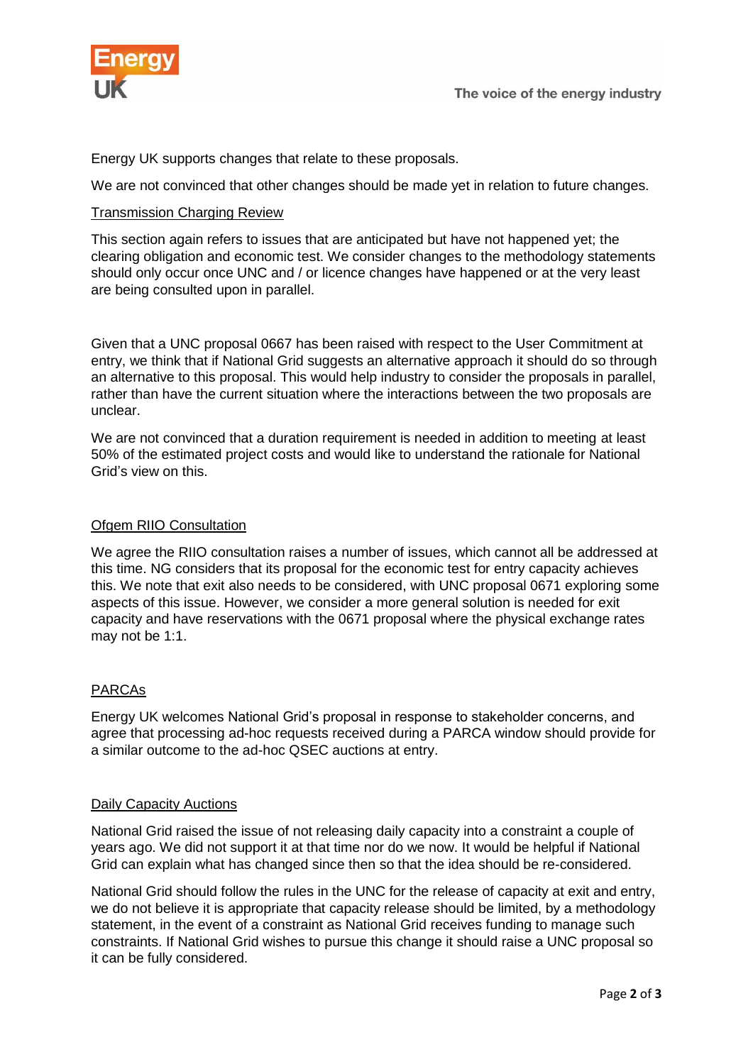Energy UK supports changes that relate to these proposals.

We are not convinced that other changes should be made yet in relation to future changes.

## Transmission Charging Review

This section again refers to issues that are anticipated but have not happened yet; the clearing obligation and economic test. We consider changes to the methodology statements should only occur once UNC and / or licence changes have happened or at the very least are being consulted upon in parallel.

Given that a UNC proposal 0667 has been raised with respect to the User Commitment at entry, we think that if National Grid suggests an alternative approach it should do so through an alternative to this proposal. This would help industry to consider the proposals in parallel, rather than have the current situation where the interactions between the two proposals are unclear.

We are not convinced that a duration requirement is needed in addition to meeting at least 50% of the estimated project costs and would like to understand the rationale for National Grid's view on this.

## Ofgem RIIO Consultation

We agree the RIIO consultation raises a number of issues, which cannot all be addressed at this time. NG considers that its proposal for the economic test for entry capacity achieves this. We note that exit also needs to be considered, with UNC proposal 0671 exploring some aspects of this issue. However, we consider a more general solution is needed for exit capacity and have reservations with the 0671 proposal where the physical exchange rates may not be 1:1.

## PARCAs

Energy UK welcomes National Grid's proposal in response to stakeholder concerns, and agree that processing ad-hoc requests received during a PARCA window should provide for a similar outcome to the ad-hoc QSEC auctions at entry.

## Daily Capacity Auctions

National Grid raised the issue of not releasing daily capacity into a constraint a couple of years ago. We did not support it at that time nor do we now. It would be helpful if National Grid can explain what has changed since then so that the idea should be re-considered.

National Grid should follow the rules in the UNC for the release of capacity at exit and entry, we do not believe it is appropriate that capacity release should be limited, by a methodology statement, in the event of a constraint as National Grid receives funding to manage such constraints. If National Grid wishes to pursue this change it should raise a UNC proposal so it can be fully considered.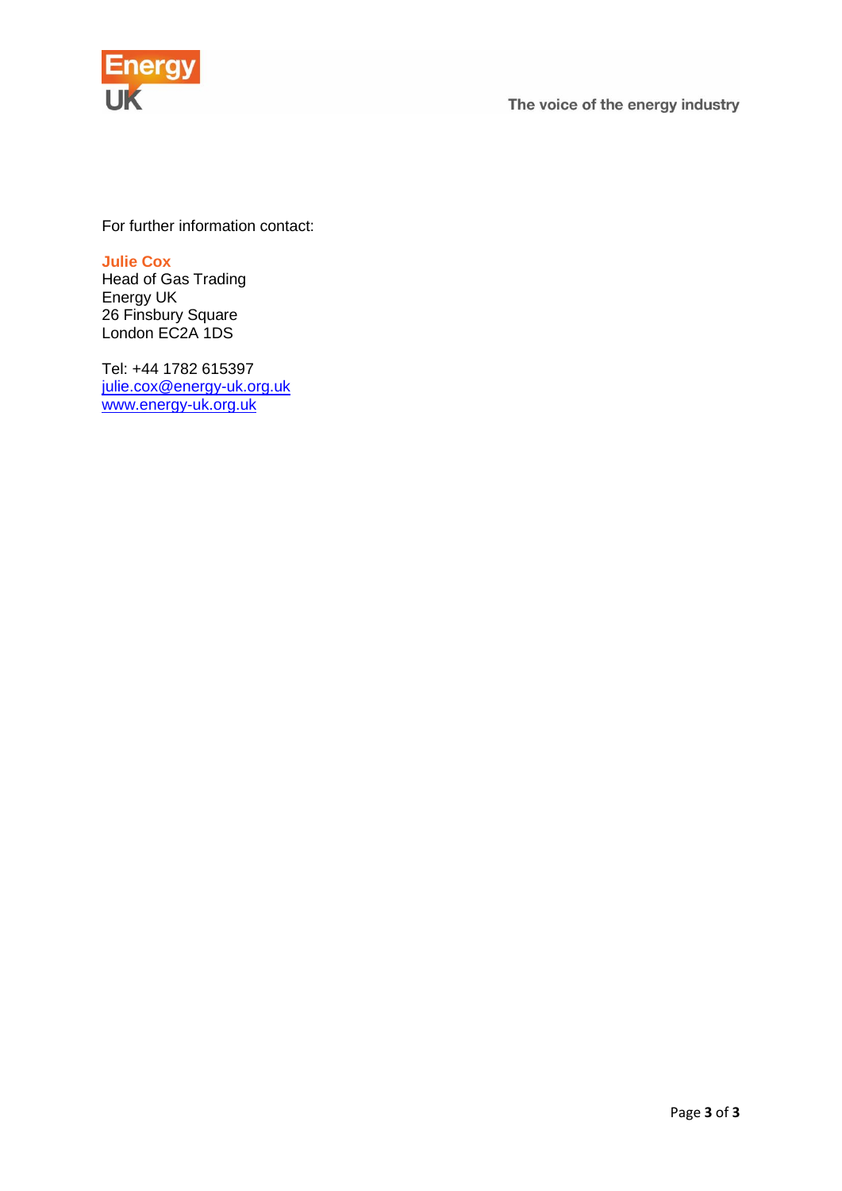For further information contact:

**Julie Cox**
Head of Gas Trading
Energy UK
26 Finsbury Square
London EC2A 1DS

Tel: +44 1782 615397
julie.cox@energy-uk.org.uk
www.energy-uk.org.uk